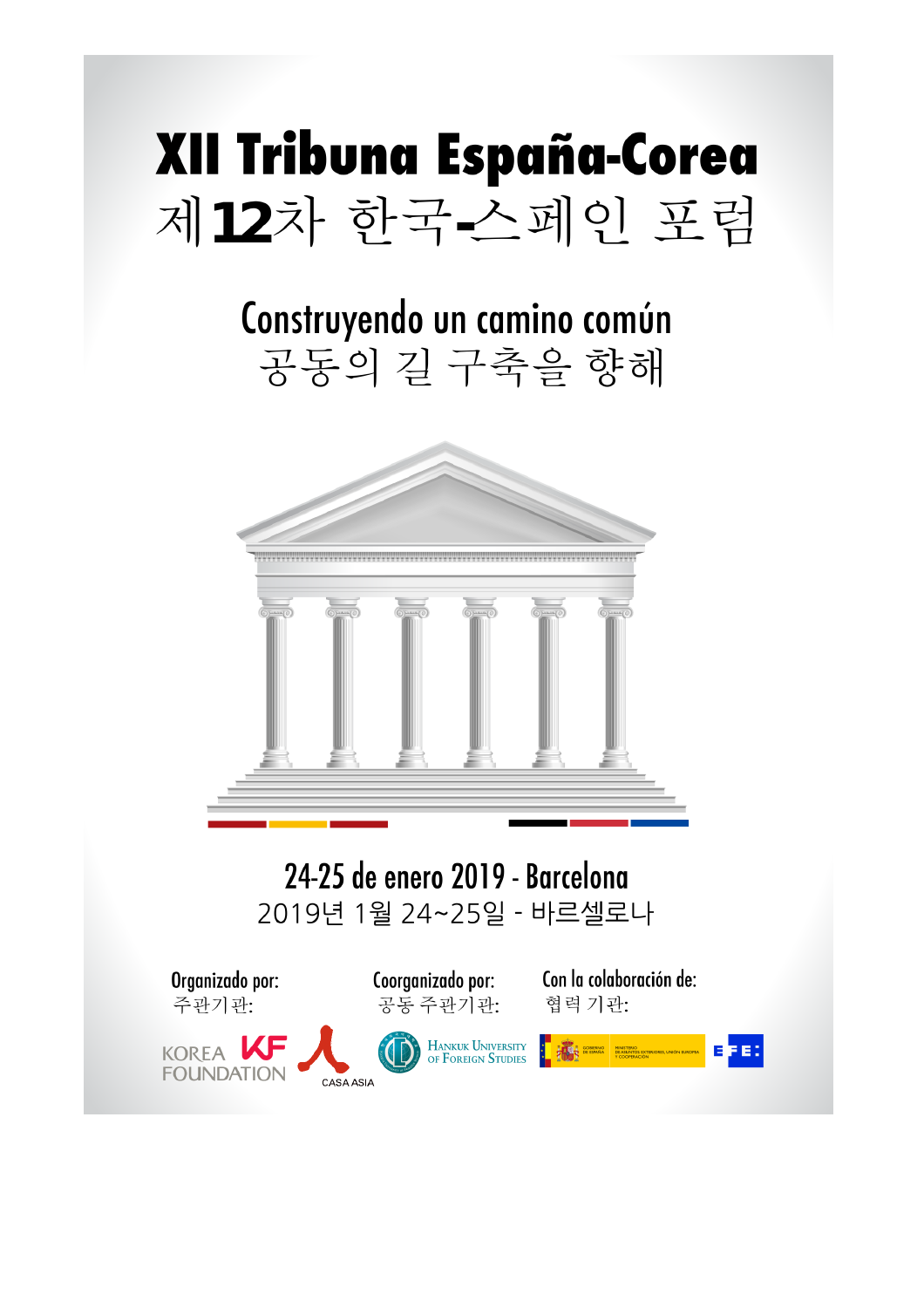# XII Tribuna España-Corea
# 제12차 한국-스페인 포럼

## Construyendo un camino común
## 공동의 길 구축을 향해

24-25 de enero 2019 - Barcelona
2019년 1월 24~25일 - 바르셀로나

Organizado por:
주관기관:

KOREA FOUNDATION
CASA ASIA

Coorganizado por:
공동 주관기관:

Hankuk University of Foreign Studies

Con la colaboración de:
협력 기관:

Gobierno de España – Ministerio de Asuntos Exteriores, Unión Europea y Cooperación

EFE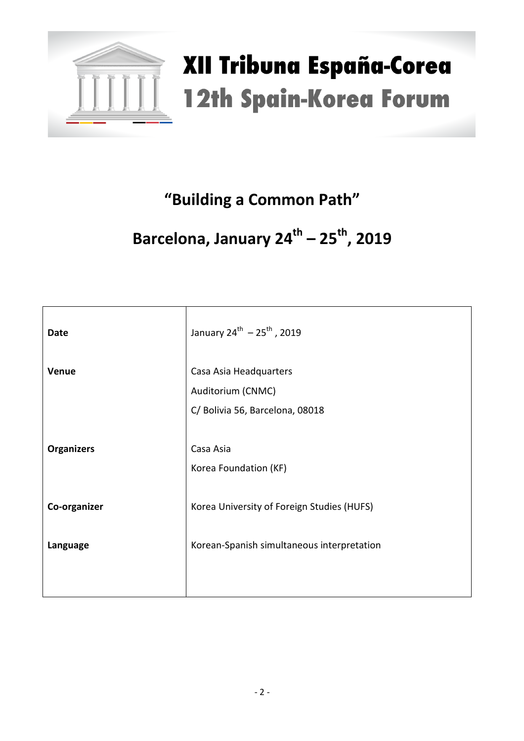# XII Tribuna España-Corea
# 12th Spain-Korea Forum

## "Building a Common Path"

## Barcelona, January 24th – 25th, 2019

| | |
|---|---|
| **Date** | January 24th – 25th, 2019 |
| **Venue** | Casa Asia Headquarters<br>Auditorium (CNMC)<br>C/ Bolivia 56, Barcelona, 08018 |
| **Organizers** | Casa Asia<br>Korea Foundation (KF) |
| **Co-organizer** | Korea University of Foreign Studies (HUFS) |
| **Language** | Korean-Spanish simultaneous interpretation |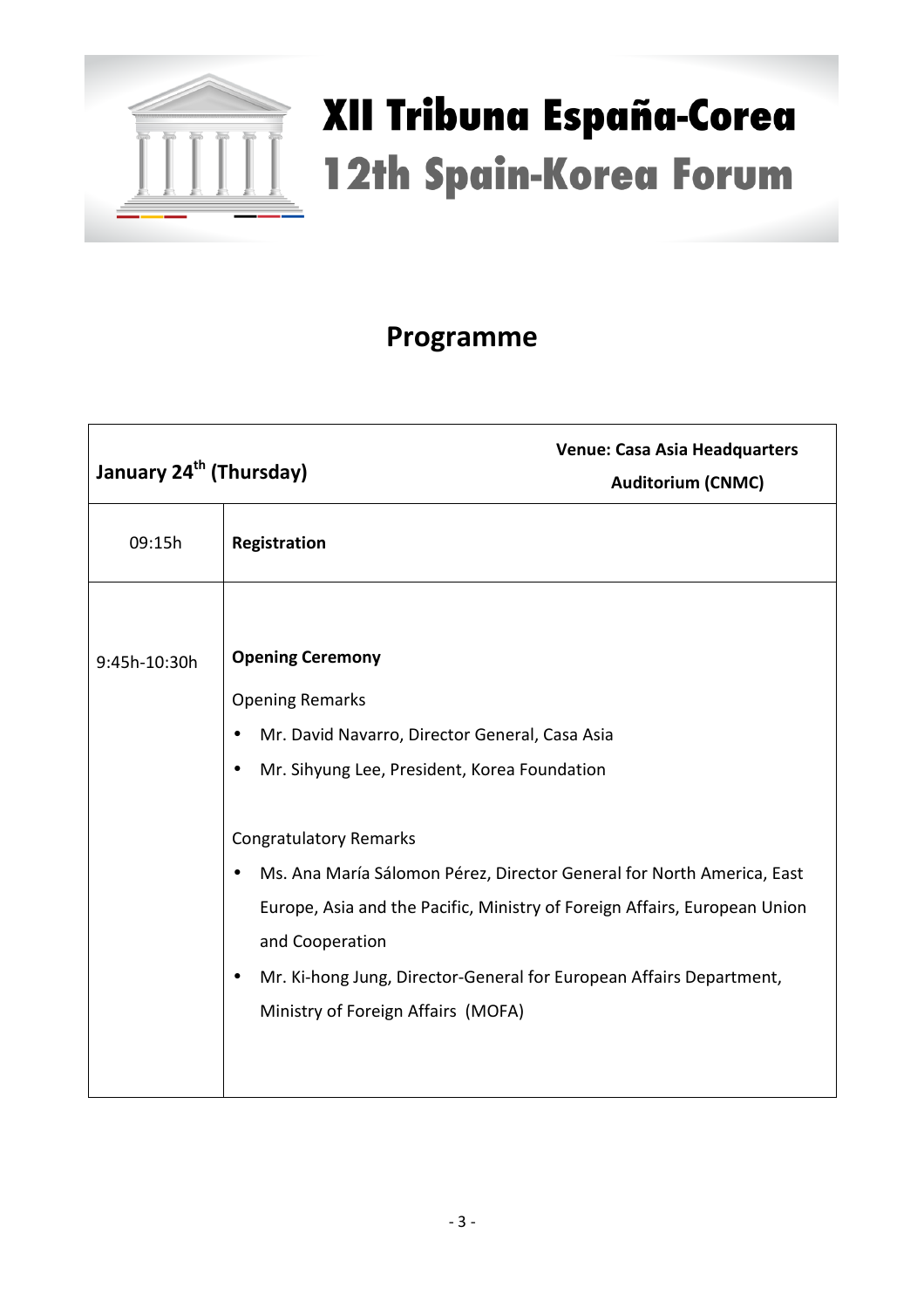# XII Tribuna España-Corea
# 12th Spain-Korea Forum

## Programme

| January 24th (Thursday) | Venue: Casa Asia Headquarters Auditorium (CNMC) |
|---|---|
| 09:15h | **Registration** |
| 9:45h-10:30h | **Opening Ceremony**<br><br>Opening Remarks<br>• Mr. David Navarro, Director General, Casa Asia<br>• Mr. Sihyung Lee, President, Korea Foundation<br><br>Congratulatory Remarks<br>• Ms. Ana María Sálomon Pérez, Director General for North America, East Europe, Asia and the Pacific, Ministry of Foreign Affairs, European Union and Cooperation<br>• Mr. Ki-hong Jung, Director-General for European Affairs Department, Ministry of Foreign Affairs (MOFA) |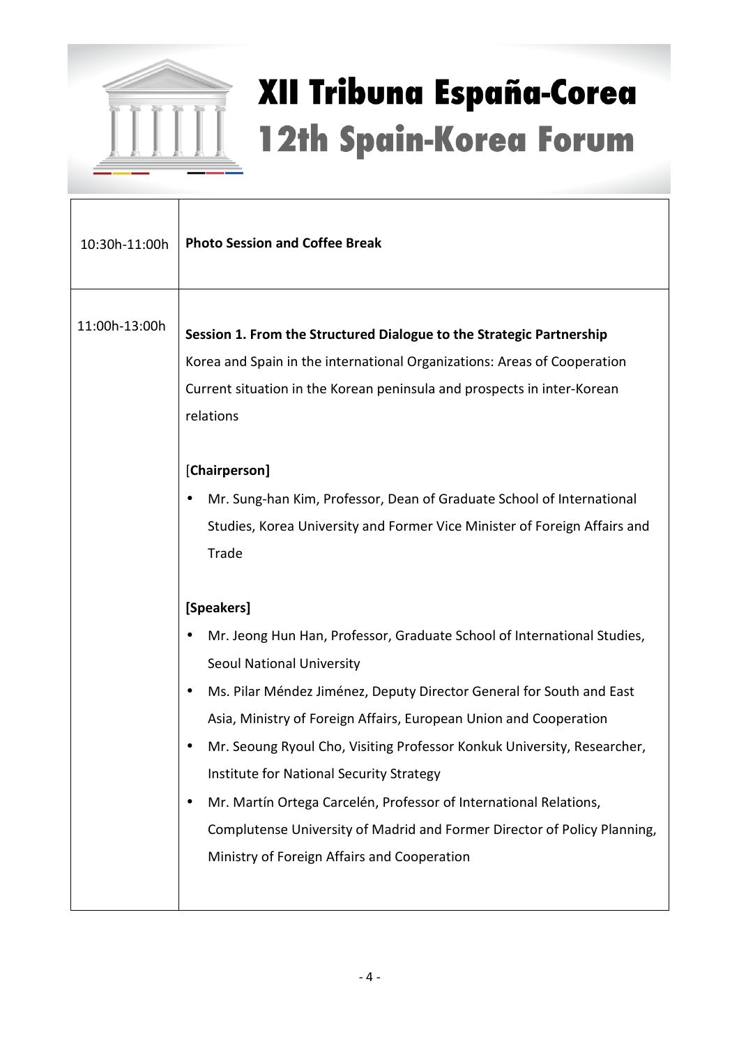| | |
|---|---|
| 10:30h-11:00h | **Photo Session and Coffee Break** |
| 11:00h-13:00h | **Session 1. From the Structured Dialogue to the Strategic Partnership**<br>Korea and Spain in the international Organizations: Areas of Cooperation<br>Current situation in the Korean peninsula and prospects in inter-Korean relations<br><br>[**Chairperson]**<br>• Mr. Sung-han Kim, Professor, Dean of Graduate School of International Studies, Korea University and Former Vice Minister of Foreign Affairs and Trade<br><br>**[Speakers]**<br>• Mr. Jeong Hun Han, Professor, Graduate School of International Studies, Seoul National University<br>• Ms. Pilar Méndez Jiménez, Deputy Director General for South and East Asia, Ministry of Foreign Affairs, European Union and Cooperation<br>• Mr. Seoung Ryoul Cho, Visiting Professor Konkuk University, Researcher, Institute for National Security Strategy<br>• Mr. Martín Ortega Carcelén, Professor of International Relations, Complutense University of Madrid and Former Director of Policy Planning, Ministry of Foreign Affairs and Cooperation |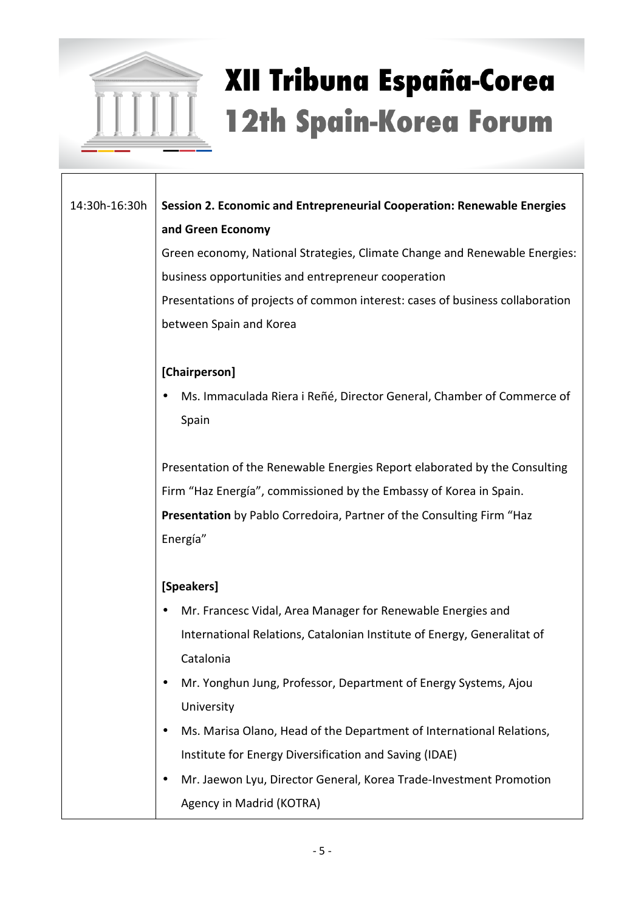# XII Tribuna España-Corea
# 12th Spain-Korea Forum

| | |
|---|---|
| 14:30h-16:30h | **Session 2. Economic and Entrepreneurial Cooperation: Renewable Energies and Green Economy**<br>Green economy, National Strategies, Climate Change and Renewable Energies: business opportunities and entrepreneur cooperation<br>Presentations of projects of common interest: cases of business collaboration between Spain and Korea<br><br>**[Chairperson]**<br>• Ms. Immaculada Riera i Reñé, Director General, Chamber of Commerce of Spain<br><br>Presentation of the Renewable Energies Report elaborated by the Consulting Firm "Haz Energía", commissioned by the Embassy of Korea in Spain.<br>**Presentation** by Pablo Corredoira, Partner of the Consulting Firm "Haz Energía"<br><br>**[Speakers]**<br>• Mr. Francesc Vidal, Area Manager for Renewable Energies and International Relations, Catalonian Institute of Energy, Generalitat of Catalonia<br>• Mr. Yonghun Jung, Professor, Department of Energy Systems, Ajou University<br>• Ms. Marisa Olano, Head of the Department of International Relations, Institute for Energy Diversification and Saving (IDAE)<br>• Mr. Jaewon Lyu, Director General, Korea Trade-Investment Promotion Agency in Madrid (KOTRA) |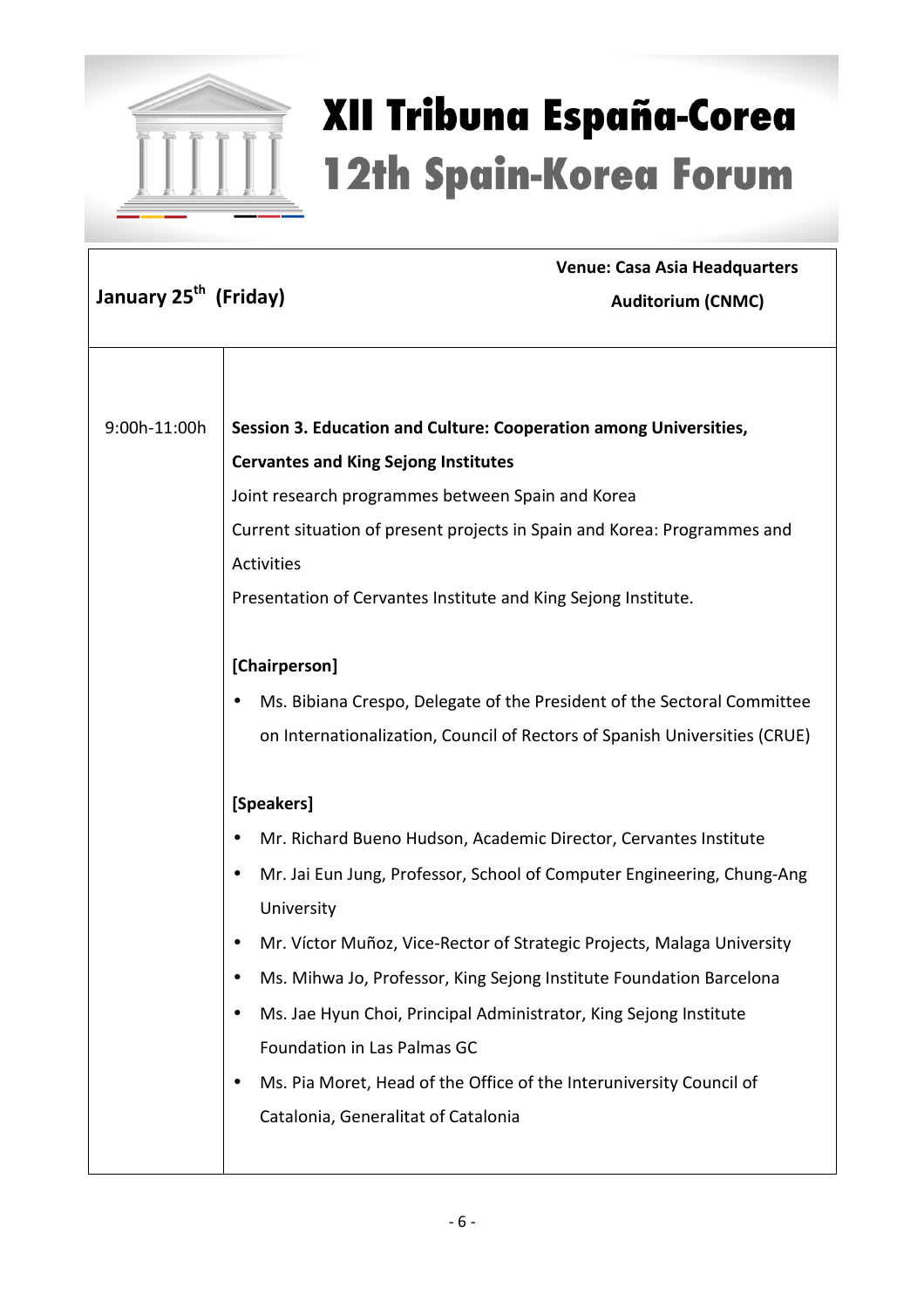# XII Tribuna España-Corea
# 12th Spain-Korea Forum

| January 25th (Friday) | Venue: Casa Asia Headquarters Auditorium (CNMC) |
|---|---|
| 9:00h-11:00h | **Session 3. Education and Culture: Cooperation among Universities, Cervantes and King Sejong Institutes**<br>Joint research programmes between Spain and Korea<br>Current situation of present projects in Spain and Korea: Programmes and Activities<br>Presentation of Cervantes Institute and King Sejong Institute.<br><br>**[Chairperson]**<br>• Ms. Bibiana Crespo, Delegate of the President of the Sectoral Committee on Internationalization, Council of Rectors of Spanish Universities (CRUE)<br><br>**[Speakers]**<br>• Mr. Richard Bueno Hudson, Academic Director, Cervantes Institute<br>• Mr. Jai Eun Jung, Professor, School of Computer Engineering, Chung-Ang University<br>• Mr. Víctor Muñoz, Vice-Rector of Strategic Projects, Malaga University<br>• Ms. Mihwa Jo, Professor, King Sejong Institute Foundation Barcelona<br>• Ms. Jae Hyun Choi, Principal Administrator, King Sejong Institute Foundation in Las Palmas GC<br>• Ms. Pia Moret, Head of the Office of the Interuniversity Council of Catalonia, Generalitat of Catalonia |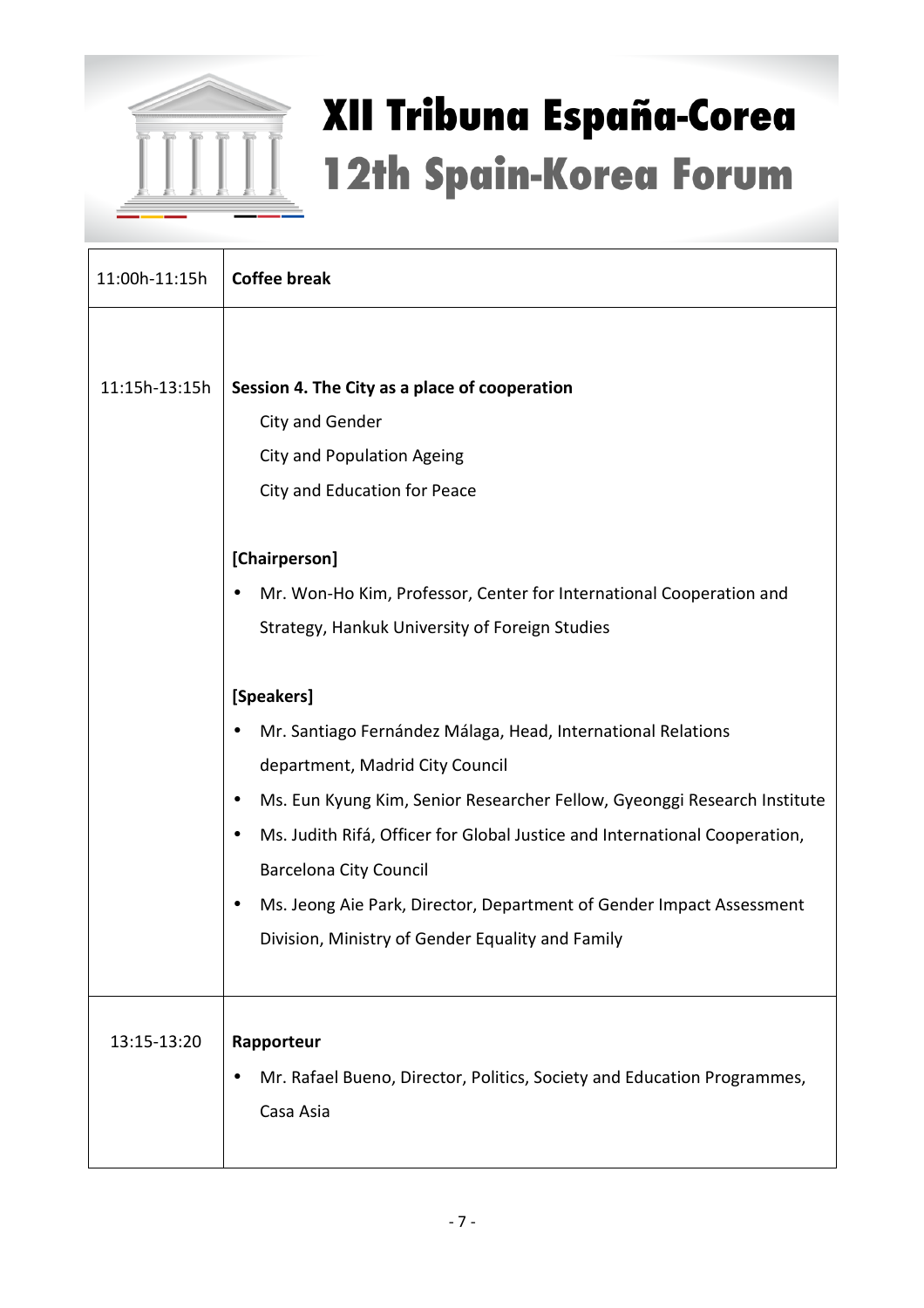# XII Tribuna España-Corea
# 12th Spain-Korea Forum

| | |
|---|---|
| 11:00h-11:15h | **Coffee break** |
| 11:15h-13:15h | **Session 4. The City as a place of cooperation**<br>City and Gender<br>City and Population Ageing<br>City and Education for Peace<br><br>**[Chairperson]**<br>• Mr. Won-Ho Kim, Professor, Center for International Cooperation and Strategy, Hankuk University of Foreign Studies<br><br>**[Speakers]**<br>• Mr. Santiago Fernández Málaga, Head, International Relations department, Madrid City Council<br>• Ms. Eun Kyung Kim, Senior Researcher Fellow, Gyeonggi Research Institute<br>• Ms. Judith Rifá, Officer for Global Justice and International Cooperation, Barcelona City Council<br>• Ms. Jeong Aie Park, Director, Department of Gender Impact Assessment Division, Ministry of Gender Equality and Family |
| 13:15-13:20 | **Rapporteur**<br>• Mr. Rafael Bueno, Director, Politics, Society and Education Programmes, Casa Asia |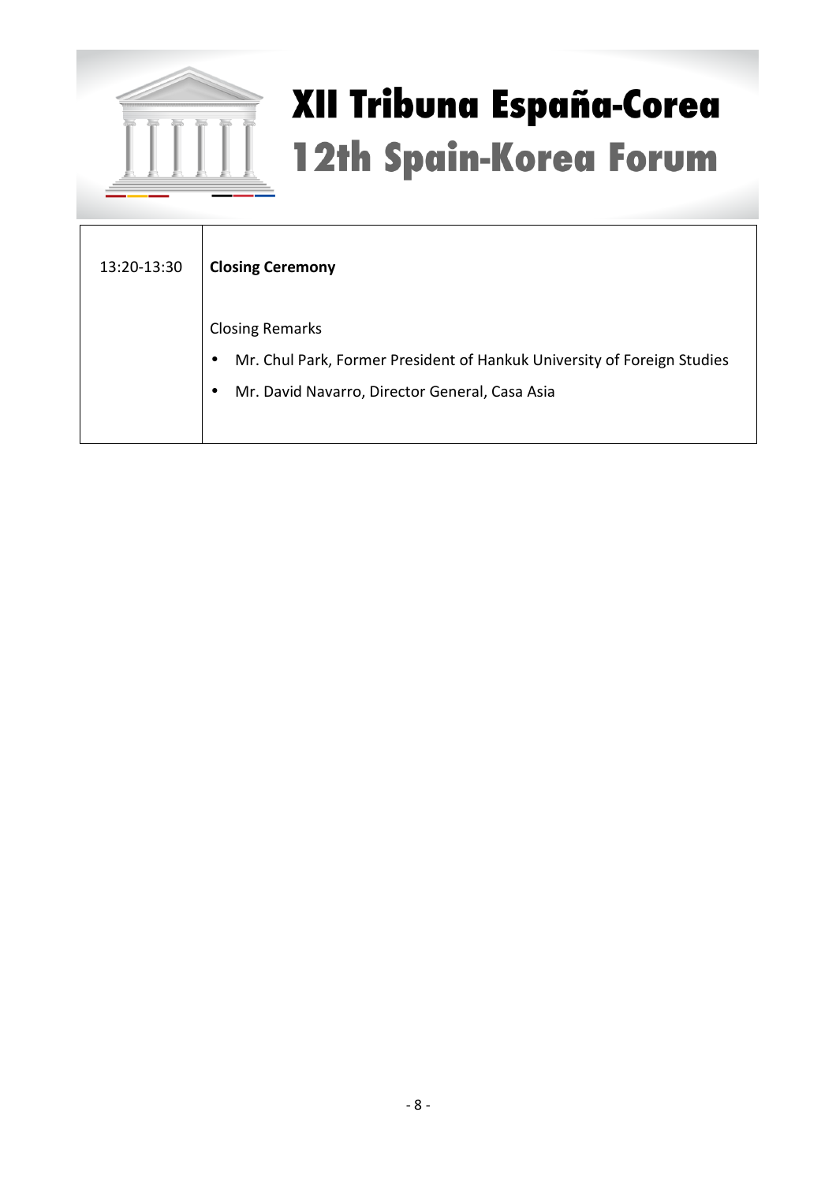| 13:20-13:30 | **Closing Ceremony**<br><br>Closing Remarks<br>• Mr. Chul Park, Former President of Hankuk University of Foreign Studies<br>• Mr. David Navarro, Director General, Casa Asia |
|---|---|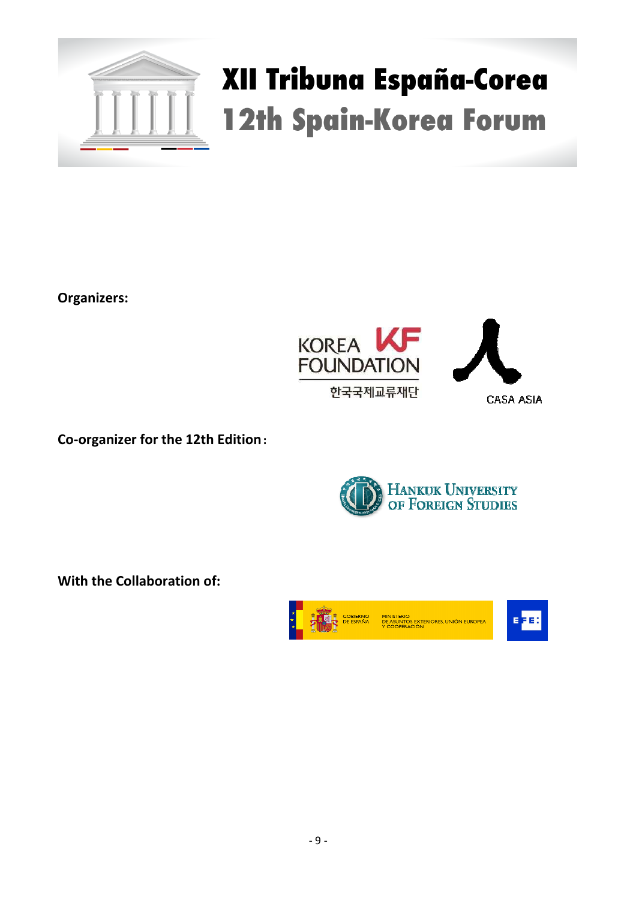# XII Tribuna España-Corea
# 12th Spain-Korea Forum

**Organizers:**

KOREA FOUNDATION
한국국제교류재단

CASA ASIA

**Co-organizer for the 12th Edition:**

HANKUK UNIVERSITY OF FOREIGN STUDIES

**With the Collaboration of:**

GOBIERNO DE ESPAÑA
MINISTERIO DE ASUNTOS EXTERIORES, UNIÓN EUROPEA Y COOPERACIÓN

EFE